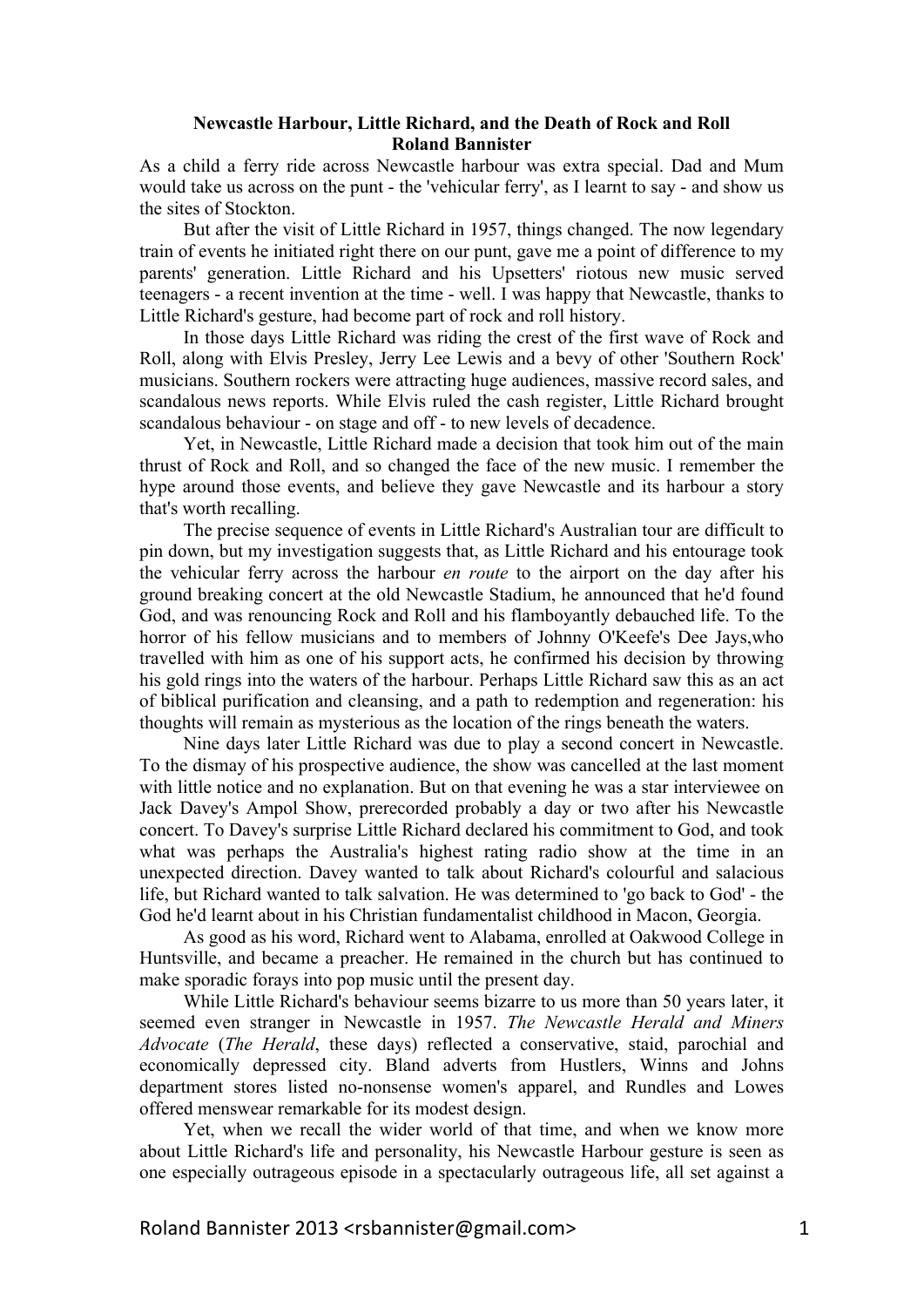# Newcastle Harbour, Little Richard, and the Death of Rock and Roll

**Roland Bannister**

As a child a ferry ride across Newcastle harbour was extra special. Dad and Mum would take us across on the punt - the 'vehicular ferry', as I learnt to say - and show us the sites of Stockton.

But after the visit of Little Richard in 1957, things changed. The now legendary train of events he initiated right there on our punt, gave me a point of difference to my parents' generation. Little Richard and his Upsetters' riotous new music served teenagers - a recent invention at the time - well. I was happy that Newcastle, thanks to Little Richard's gesture, had become part of rock and roll history.

In those days Little Richard was riding the crest of the first wave of Rock and Roll, along with Elvis Presley, Jerry Lee Lewis and a bevy of other 'Southern Rock' musicians. Southern rockers were attracting huge audiences, massive record sales, and scandalous news reports. While Elvis ruled the cash register, Little Richard brought scandalous behaviour - on stage and off - to new levels of decadence.

Yet, in Newcastle, Little Richard made a decision that took him out of the main thrust of Rock and Roll, and so changed the face of the new music. I remember the hype around those events, and believe they gave Newcastle and its harbour a story that's worth recalling.

The precise sequence of events in Little Richard's Australian tour are difficult to pin down, but my investigation suggests that, as Little Richard and his entourage took the vehicular ferry across the harbour *en route* to the airport on the day after his ground breaking concert at the old Newcastle Stadium, he announced that he'd found God, and was renouncing Rock and Roll and his flamboyantly debauched life. To the horror of his fellow musicians and to members of Johnny O'Keefe's Dee Jays,who travelled with him as one of his support acts, he confirmed his decision by throwing his gold rings into the waters of the harbour. Perhaps Little Richard saw this as an act of biblical purification and cleansing, and a path to redemption and regeneration: his thoughts will remain as mysterious as the location of the rings beneath the waters.

Nine days later Little Richard was due to play a second concert in Newcastle. To the dismay of his prospective audience, the show was cancelled at the last moment with little notice and no explanation. But on that evening he was a star interviewee on Jack Davey's Ampol Show, prerecorded probably a day or two after his Newcastle concert. To Davey's surprise Little Richard declared his commitment to God, and took what was perhaps the Australia's highest rating radio show at the time in an unexpected direction. Davey wanted to talk about Richard's colourful and salacious life, but Richard wanted to talk salvation. He was determined to 'go back to God' - the God he'd learnt about in his Christian fundamentalist childhood in Macon, Georgia.

As good as his word, Richard went to Alabama, enrolled at Oakwood College in Huntsville, and became a preacher. He remained in the church but has continued to make sporadic forays into pop music until the present day.

While Little Richard's behaviour seems bizarre to us more than 50 years later, it seemed even stranger in Newcastle in 1957. *The Newcastle Herald and Miners Advocate* (*The Herald*, these days) reflected a conservative, staid, parochial and economically depressed city. Bland adverts from Hustlers, Winns and Johns department stores listed no-nonsense women's apparel, and Rundles and Lowes offered menswear remarkable for its modest design.

Yet, when we recall the wider world of that time, and when we know more about Little Richard's life and personality, his Newcastle Harbour gesture is seen as one especially outrageous episode in a spectacularly outrageous life, all set against a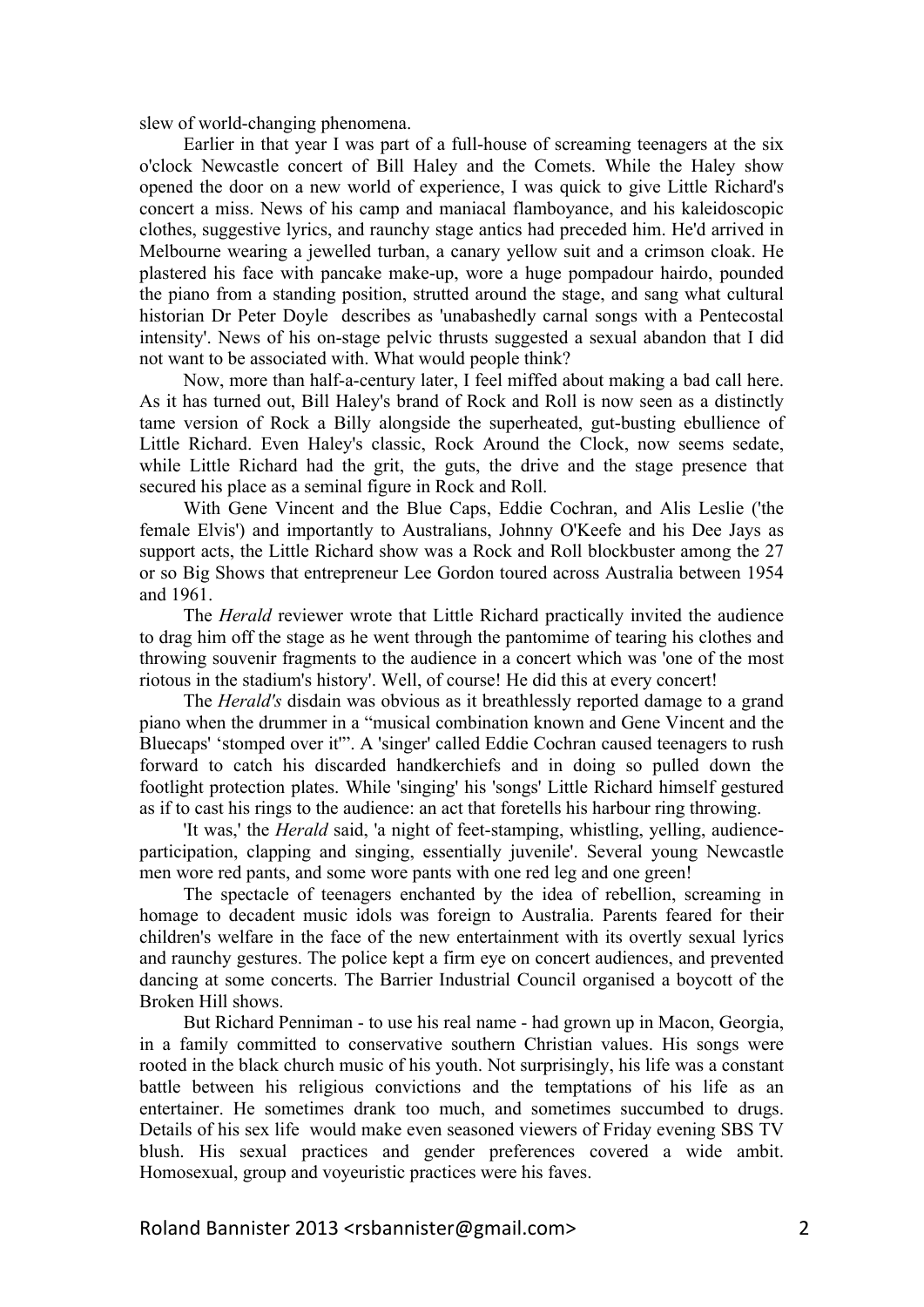slew of world-changing phenomena.

Earlier in that year I was part of a full-house of screaming teenagers at the six o'clock Newcastle concert of Bill Haley and the Comets. While the Haley show opened the door on a new world of experience, I was quick to give Little Richard's concert a miss. News of his camp and maniacal flamboyance, and his kaleidoscopic clothes, suggestive lyrics, and raunchy stage antics had preceded him. He'd arrived in Melbourne wearing a jewelled turban, a canary yellow suit and a crimson cloak. He plastered his face with pancake make-up, wore a huge pompadour hairdo, pounded the piano from a standing position, strutted around the stage, and sang what cultural historian Dr Peter Doyle describes as 'unabashedly carnal songs with a Pentecostal intensity'. News of his on-stage pelvic thrusts suggested a sexual abandon that I did not want to be associated with. What would people think?

Now, more than half-a-century later, I feel miffed about making a bad call here. As it has turned out, Bill Haley's brand of Rock and Roll is now seen as a distinctly tame version of Rock a Billy alongside the superheated, gut-busting ebullience of Little Richard. Even Haley's classic, Rock Around the Clock, now seems sedate, while Little Richard had the grit, the guts, the drive and the stage presence that secured his place as a seminal figure in Rock and Roll.

With Gene Vincent and the Blue Caps, Eddie Cochran, and Alis Leslie ('the female Elvis') and importantly to Australians, Johnny O'Keefe and his Dee Jays as support acts, the Little Richard show was a Rock and Roll blockbuster among the 27 or so Big Shows that entrepreneur Lee Gordon toured across Australia between 1954 and 1961.

The *Herald* reviewer wrote that Little Richard practically invited the audience to drag him off the stage as he went through the pantomime of tearing his clothes and throwing souvenir fragments to the audience in a concert which was 'one of the most riotous in the stadium's history'. Well, of course! He did this at every concert!

The *Herald's* disdain was obvious as it breathlessly reported damage to a grand piano when the drummer in a "musical combination known and Gene Vincent and the Bluecaps' 'stomped over it'". A 'singer' called Eddie Cochran caused teenagers to rush forward to catch his discarded handkerchiefs and in doing so pulled down the footlight protection plates. While 'singing' his 'songs' Little Richard himself gestured as if to cast his rings to the audience: an act that foretells his harbour ring throwing.

'It was,' the *Herald* said, 'a night of feet-stamping, whistling, yelling, audience-participation, clapping and singing, essentially juvenile'. Several young Newcastle men wore red pants, and some wore pants with one red leg and one green!

The spectacle of teenagers enchanted by the idea of rebellion, screaming in homage to decadent music idols was foreign to Australia. Parents feared for their children's welfare in the face of the new entertainment with its overtly sexual lyrics and raunchy gestures. The police kept a firm eye on concert audiences, and prevented dancing at some concerts. The Barrier Industrial Council organised a boycott of the Broken Hill shows.

But Richard Penniman - to use his real name - had grown up in Macon, Georgia, in a family committed to conservative southern Christian values. His songs were rooted in the black church music of his youth. Not surprisingly, his life was a constant battle between his religious convictions and the temptations of his life as an entertainer. He sometimes drank too much, and sometimes succumbed to drugs. Details of his sex life would make even seasoned viewers of Friday evening SBS TV blush. His sexual practices and gender preferences covered a wide ambit. Homosexual, group and voyeuristic practices were his faves.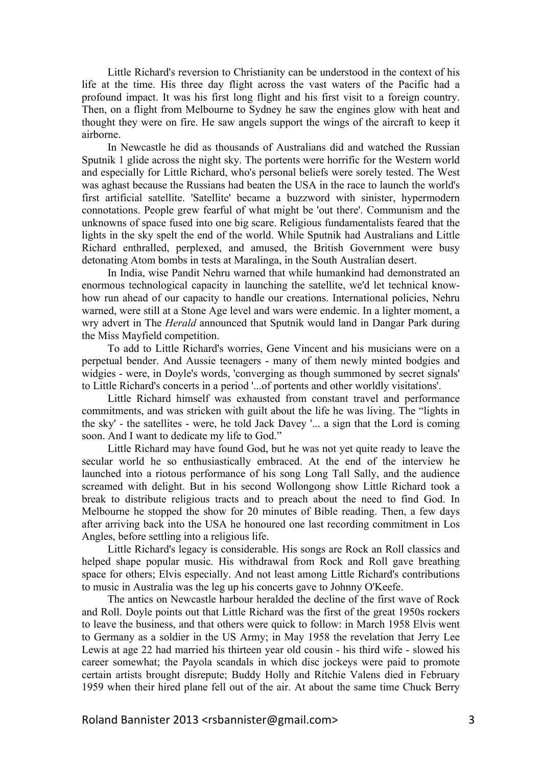Little Richard's reversion to Christianity can be understood in the context of his life at the time. His three day flight across the vast waters of the Pacific had a profound impact. It was his first long flight and his first visit to a foreign country. Then, on a flight from Melbourne to Sydney he saw the engines glow with heat and thought they were on fire. He saw angels support the wings of the aircraft to keep it airborne.

In Newcastle he did as thousands of Australians did and watched the Russian Sputnik 1 glide across the night sky. The portents were horrific for the Western world and especially for Little Richard, who's personal beliefs were sorely tested. The West was aghast because the Russians had beaten the USA in the race to launch the world's first artificial satellite. 'Satellite' became a buzzword with sinister, hypermodern connotations. People grew fearful of what might be 'out there'. Communism and the unknowns of space fused into one big scare. Religious fundamentalists feared that the lights in the sky spelt the end of the world. While Sputnik had Australians and Little Richard enthralled, perplexed, and amused, the British Australian Government were busy detonating Atom bombs in tests at Maralinga, in the South Australian desert.

In India, wise Pandit Nehru warned that while humankind had demonstrated an enormous technological capacity in launching the satellite, we'd let technical know-how run ahead of our capacity to handle our creations. International policies, Nehru warned, were still at a Stone Age level and wars were endemic. In a lighter moment, a wry advert in The *Herald* announced that Sputnik would land in Dangar Park during the Miss Mayfield competition.

To add to Little Richard's worries, Gene Vincent and his musicians were on a perpetual bender. And Aussie teenagers - many of them newly minted bodgies and widgies - were, in Doyle's words, 'converging as though summoned by secret signals' to Little Richard's concerts in a period '...of portents and other worldly visitations'.

Little Richard himself was exhausted from constant travel and performance commitments, and was stricken with guilt about the life he was living. The "lights in the sky' - the satellites - were, he told Jack Davey '... a sign that the Lord is coming soon. And I want to dedicate my life to God."

Little Richard may have found God, but he was not yet quite ready to leave the secular world he so enthusiastically embraced. At the end of the interview he launched into a riotous performance of his song Long Tall Sally, and the audience screamed with delight. But in his second Wollongong show Little Richard took a break to distribute religious tracts and to preach about the need to find God. In Melbourne he stopped the show for 20 minutes of Bible reading. Then, a few days after arriving back into the USA he honoured one last recording commitment in Los Angles, before settling into a religious life.

Little Richard's legacy is considerable. His songs are Rock an Roll classics and helped shape popular music. His withdrawal from Rock and Roll gave breathing space for others; Elvis especially. And not least among Little Richard's contributions to music in Australia was the leg up his concerts gave to Johnny O'Keefe.

The antics on Newcastle harbour heralded the decline of the first wave of Rock and Roll. Doyle points out that Little Richard was the first of the great 1950s rockers to leave the business, and that others were quick to follow: in March 1958 Elvis went to Germany as a soldier in the US Army; in May 1958 the revelation that Jerry Lee Lewis at age 22 had married his thirteen year old cousin - his third wife - slowed his career somewhat; the Payola scandals in which disc jockeys were paid to promote certain artists brought disrepute; Buddy Holly and Ritchie Valens died in February 1959 when their hired plane fell out of the air. At about the same time Chuck Berry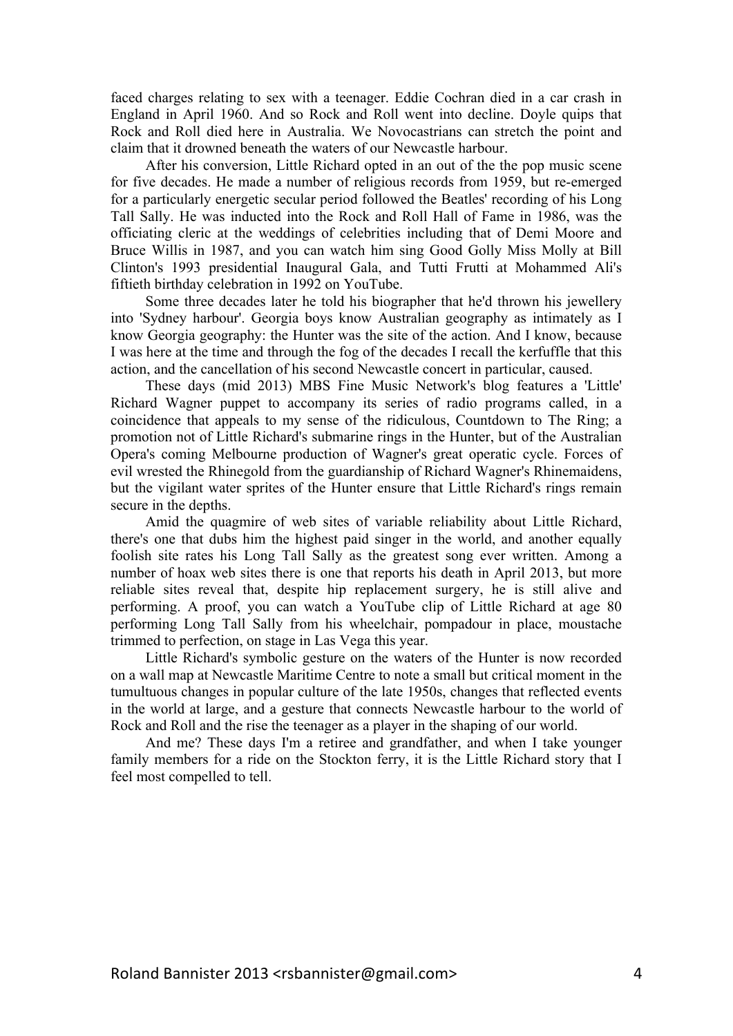faced charges relating to sex with a teenager. Eddie Cochran died in a car crash in England in April 1960. And so Rock and Roll went into decline. Doyle quips that Rock and Roll died here in Australia. We Novocastrians can stretch the point and claim that it drowned beneath the waters of our Newcastle harbour.

After his conversion, Little Richard opted in an out of the the pop music scene for five decades. He made a number of religious records from 1959, but re-emerged for a particularly energetic secular period followed the Beatles' recording of his Long Tall Sally. He was inducted into the Rock and Roll Hall of Fame in 1986, was the officiating cleric at the weddings of celebrities including that of Demi Moore and Bruce Willis in 1987, and you can watch him sing Good Golly Miss Molly at Bill Clinton's 1993 presidential Inaugural Gala, and Tutti Frutti at Mohammed Ali's fiftieth birthday celebration in 1992 on YouTube.

Some three decades later he told his biographer that he'd thrown his jewellery into 'Sydney harbour'. Georgia boys know Australian geography as intimately as I know Georgia geography: the Hunter was the site of the action. And I know, because I was here at the time and through the fog of the decades I recall the kerfuffle that this action, and the cancellation of his second Newcastle concert in particular, caused.

These days (mid 2013) MBS Fine Music Network's blog features a 'Little' Richard Wagner puppet to accompany its series of radio programs called, in a coincidence that appeals to my sense of the ridiculous, Countdown to The Ring; a promotion not of Little Richard's submarine rings in the Hunter, but of the Australian Opera's coming Melbourne production of Wagner's great operatic cycle. Forces of evil wrested the Rhinegold from the guardianship of Richard Wagner's Rhinemaidens, but the vigilant water sprites of the Hunter ensure that Little Richard's rings remain secure in the depths.

Amid the quagmire of web sites of variable reliability about Little Richard, there's one that dubs him the highest paid singer in the world, and another equally foolish site rates his Long Tall Sally as the greatest song ever written. Among a number of hoax web sites there is one that reports his death in April 2013, but more reliable sites reveal that, despite hip replacement surgery, he is still alive and performing. A proof, you can watch a YouTube clip of Little Richard at age 80 performing Long Tall Sally from his wheelchair, pompadour in place, moustache trimmed to perfection, on stage in Las Vega this year.

Little Richard's symbolic gesture on the waters of the Hunter is now recorded on a wall map at Newcastle Maritime Centre to note a small but critical moment in the tumultuous changes in popular culture of the late 1950s, changes that reflected events in the world at large, and a gesture that connects Newcastle harbour to the world of Rock and Roll and the rise the teenager as a player in the shaping of our world.

And me? These days I'm a retiree and grandfather, and when I take younger family members for a ride on the Stockton ferry, it is the Little Richard story that I feel most compelled to tell.